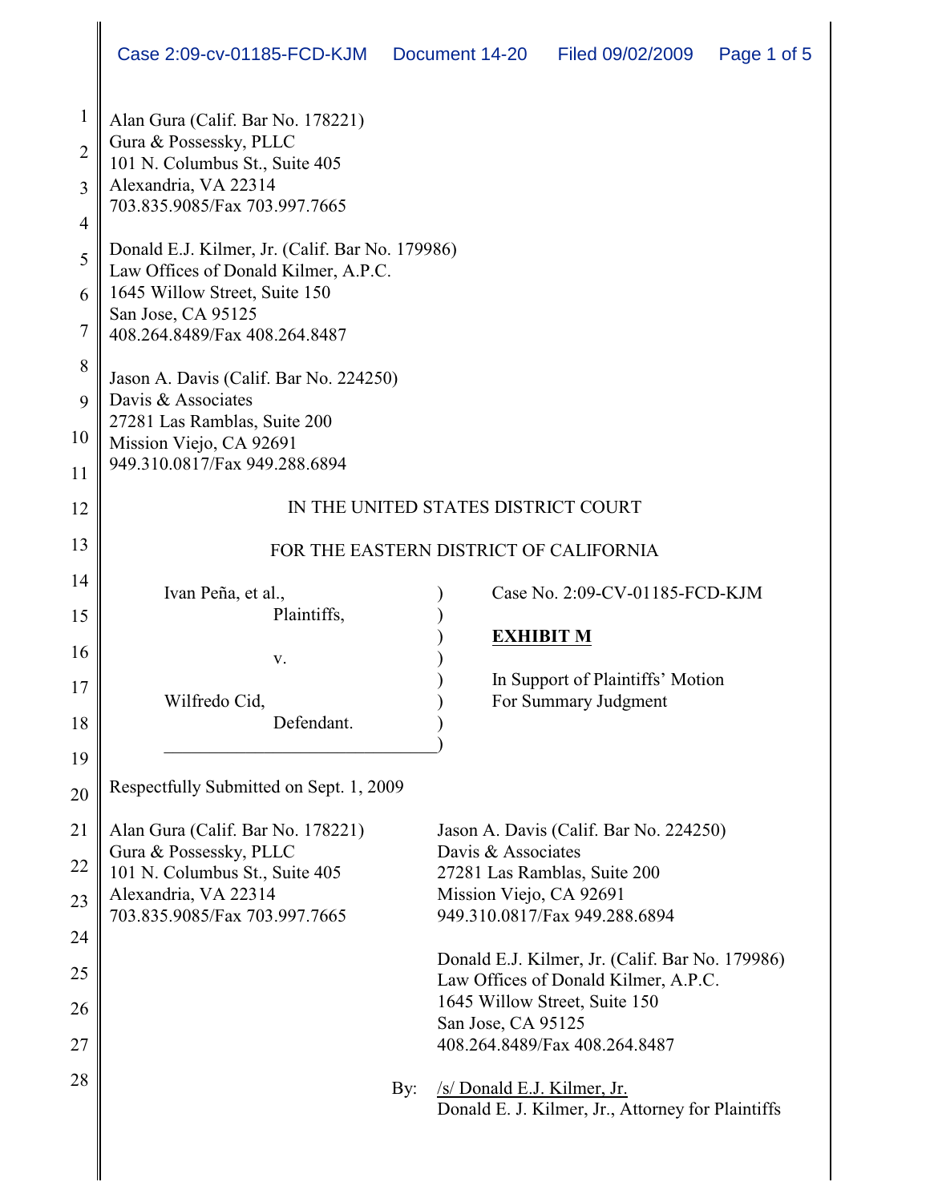Alan Gura (Calif. Bar No. 178221)
Gura & Possessky, PLLC
101 N. Columbus St., Suite 405
Alexandria, VA 22314
703.835.9085/Fax 703.997.7665

Donald E.J. Kilmer, Jr. (Calif. Bar No. 179986)
Law Offices of Donald Kilmer, A.P.C.
1645 Willow Street, Suite 150
San Jose, CA 95125
408.264.8489/Fax 408.264.8487

Jason A. Davis (Calif. Bar No. 224250)
Davis & Associates
27281 Las Ramblas, Suite 200
Mission Viejo, CA 92691
949.310.0817/Fax 949.288.6894

IN THE UNITED STATES DISTRICT COURT

FOR THE EASTERN DISTRICT OF CALIFORNIA

| | |
|---|---|
| Ivan Peña, et al.,<br>Plaintiffs,<br><br>v.<br><br>Wilfredo Cid,<br>Defendant. | Case No. 2:09-CV-01185-FCD-KJM<br><br>**EXHIBIT M**<br><br>In Support of Plaintiffs' Motion For Summary Judgment |

Respectfully Submitted on Sept. 1, 2009

Alan Gura (Calif. Bar No. 178221)
Gura & Possessky, PLLC
101 N. Columbus St., Suite 405
Alexandria, VA 22314
703.835.9085/Fax 703.997.7665

Jason A. Davis (Calif. Bar No. 224250)
Davis & Associates
27281 Las Ramblas, Suite 200
Mission Viejo, CA 92691
949.310.0817/Fax 949.288.6894

Donald E.J. Kilmer, Jr. (Calif. Bar No. 179986)
Law Offices of Donald Kilmer, A.P.C.
1645 Willow Street, Suite 150
San Jose, CA 95125
408.264.8489/Fax 408.264.8487

By: /s/ Donald E.J. Kilmer, Jr.
Donald E. J. Kilmer, Jr., Attorney for Plaintiffs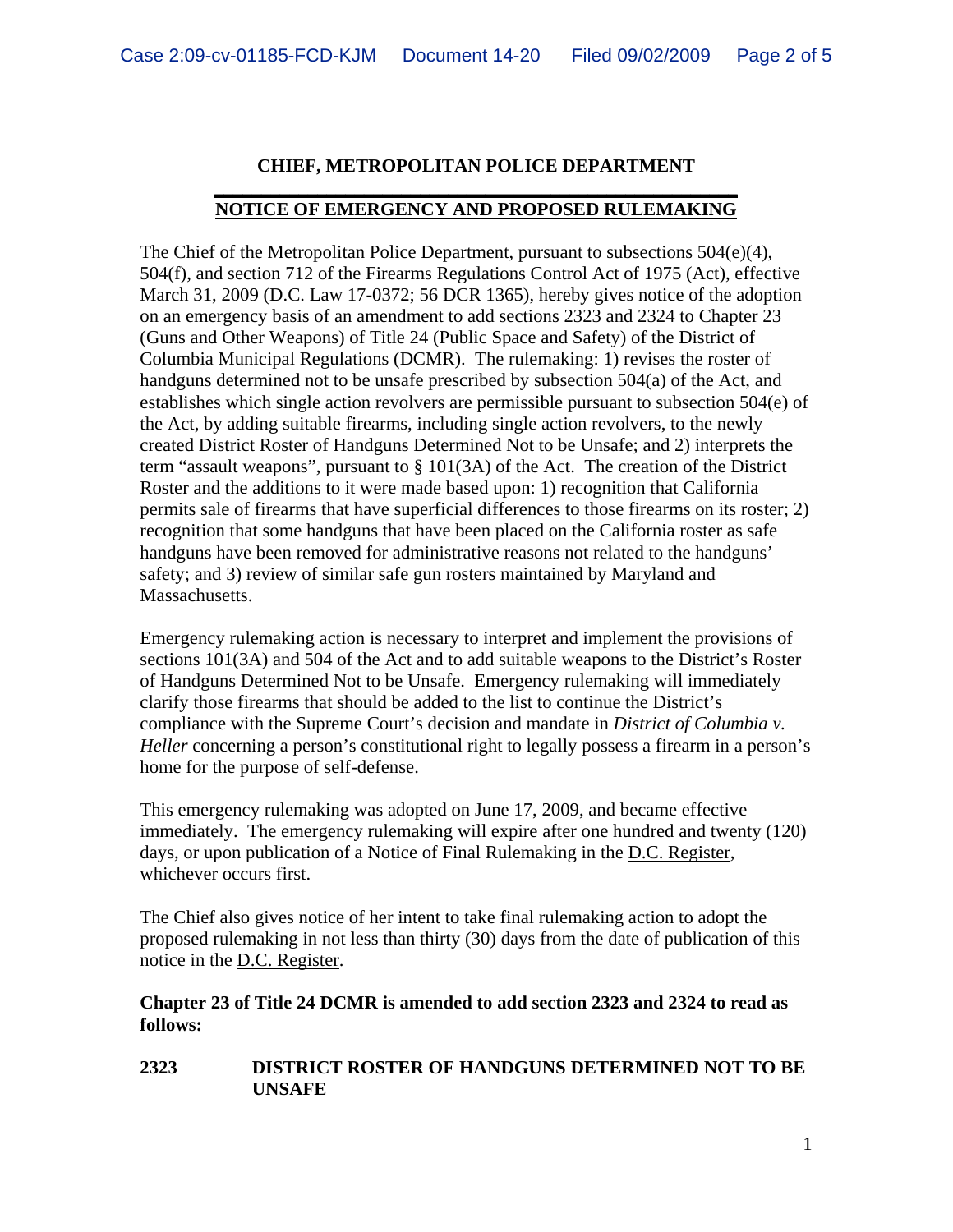**CHIEF, METROPOLITAN POLICE DEPARTMENT**

**NOTICE OF EMERGENCY AND PROPOSED RULEMAKING**

The Chief of the Metropolitan Police Department, pursuant to subsections 504(e)(4), 504(f), and section 712 of the Firearms Regulations Control Act of 1975 (Act), effective March 31, 2009 (D.C. Law 17-0372; 56 DCR 1365), hereby gives notice of the adoption on an emergency basis of an amendment to add sections 2323 and 2324 to Chapter 23 (Guns and Other Weapons) of Title 24 (Public Space and Safety) of the District of Columbia Municipal Regulations (DCMR). The rulemaking: 1) revises the roster of handguns determined not to be unsafe prescribed by subsection 504(a) of the Act, and establishes which single action revolvers are permissible pursuant to subsection 504(e) of the Act, by adding suitable firearms, including single action revolvers, to the newly created District Roster of Handguns Determined Not to be Unsafe; and 2) interprets the term "assault weapons", pursuant to § 101(3A) of the Act. The creation of the District Roster and the additions to it were made based upon: 1) recognition that California permits sale of firearms that have superficial differences to those firearms on its roster; 2) recognition that some handguns that have been placed on the California roster as safe handguns have been removed for administrative reasons not related to the handguns' safety; and 3) review of similar safe gun rosters maintained by Maryland and Massachusetts.

Emergency rulemaking action is necessary to interpret and implement the provisions of sections 101(3A) and 504 of the Act and to add suitable weapons to the District's Roster of Handguns Determined Not to be Unsafe. Emergency rulemaking will immediately clarify those firearms that should be added to the list to continue the District's compliance with the Supreme Court's decision and mandate in *District of Columbia v. Heller* concerning a person's constitutional right to legally possess a firearm in a person's home for the purpose of self-defense.

This emergency rulemaking was adopted on June 17, 2009, and became effective immediately. The emergency rulemaking will expire after one hundred and twenty (120) days, or upon publication of a Notice of Final Rulemaking in the D.C. Register, whichever occurs first.

The Chief also gives notice of her intent to take final rulemaking action to adopt the proposed rulemaking in not less than thirty (30) days from the date of publication of this notice in the D.C. Register.

**Chapter 23 of Title 24 DCMR is amended to add section 2323 and 2324 to read as follows:**

**2323 DISTRICT ROSTER OF HANDGUNS DETERMINED NOT TO BE UNSAFE**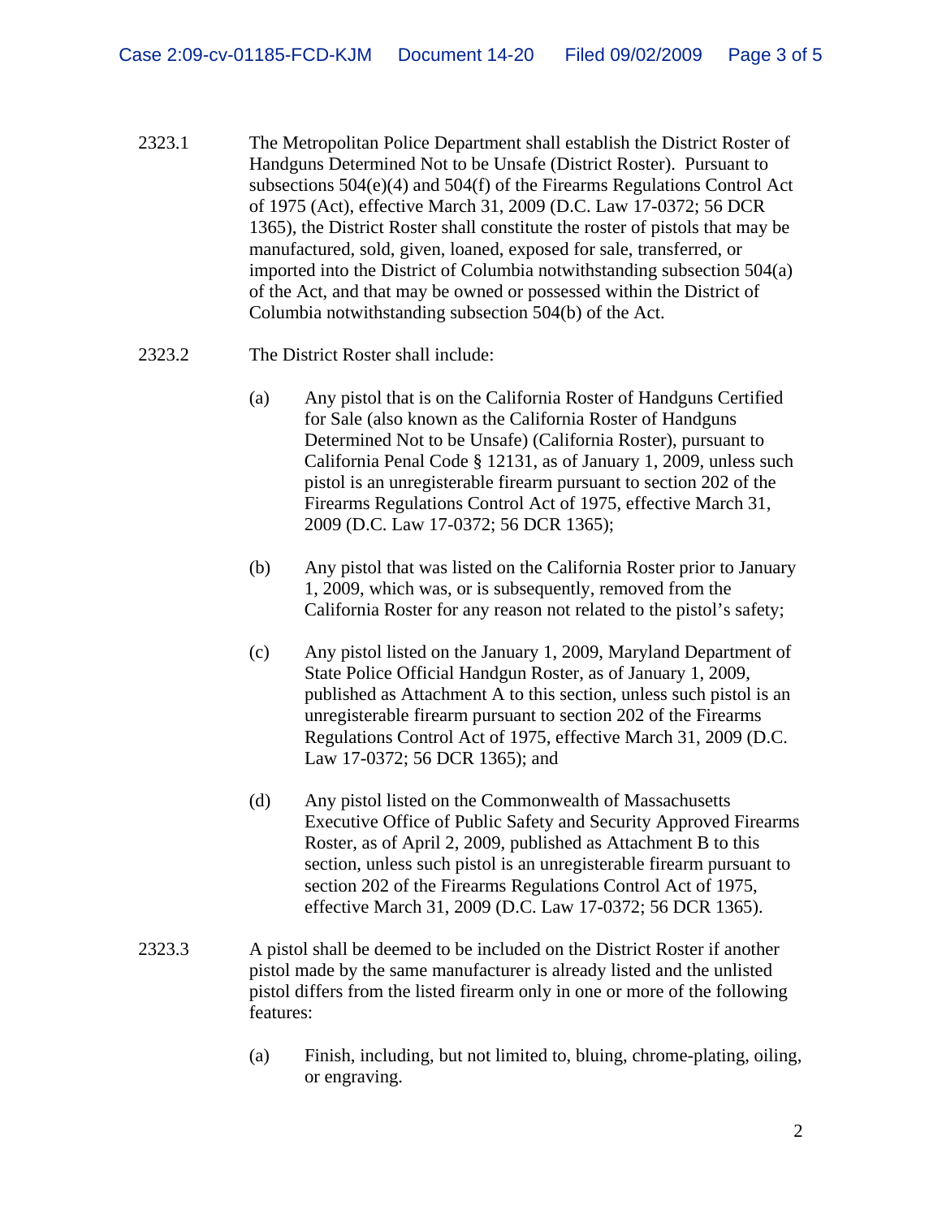2323.1 The Metropolitan Police Department shall establish the District Roster of Handguns Determined Not to be Unsafe (District Roster). Pursuant to subsections 504(e)(4) and 504(f) of the Firearms Regulations Control Act of 1975 (Act), effective March 31, 2009 (D.C. Law 17-0372; 56 DCR 1365), the District Roster shall constitute the roster of pistols that may be manufactured, sold, given, loaned, exposed for sale, transferred, or imported into the District of Columbia notwithstanding subsection 504(a) of the Act, and that may be owned or possessed within the District of Columbia notwithstanding subsection 504(b) of the Act.

2323.2 The District Roster shall include:

(a) Any pistol that is on the California Roster of Handguns Certified for Sale (also known as the California Roster of Handguns Determined Not to be Unsafe) (California Roster), pursuant to California Penal Code § 12131, as of January 1, 2009, unless such pistol is an unregisterable firearm pursuant to section 202 of the Firearms Regulations Control Act of 1975, effective March 31, 2009 (D.C. Law 17-0372; 56 DCR 1365);

(b) Any pistol that was listed on the California Roster prior to January 1, 2009, which was, or is subsequently, removed from the California Roster for any reason not related to the pistol's safety;

(c) Any pistol listed on the January 1, 2009, Maryland Department of State Police Official Handgun Roster, as of January 1, 2009, published as Attachment A to this section, unless such pistol is an unregisterable firearm pursuant to section 202 of the Firearms Regulations Control Act of 1975, effective March 31, 2009 (D.C. Law 17-0372; 56 DCR 1365); and

(d) Any pistol listed on the Commonwealth of Massachusetts Executive Office of Public Safety and Security Approved Firearms Roster, as of April 2, 2009, published as Attachment B to this section, unless such pistol is an unregisterable firearm pursuant to section 202 of the Firearms Regulations Control Act of 1975, effective March 31, 2009 (D.C. Law 17-0372; 56 DCR 1365).

2323.3 A pistol shall be deemed to be included on the District Roster if another pistol made by the same manufacturer is already listed and the unlisted pistol differs from the listed firearm only in one or more of the following features:

(a) Finish, including, but not limited to, bluing, chrome-plating, oiling, or engraving.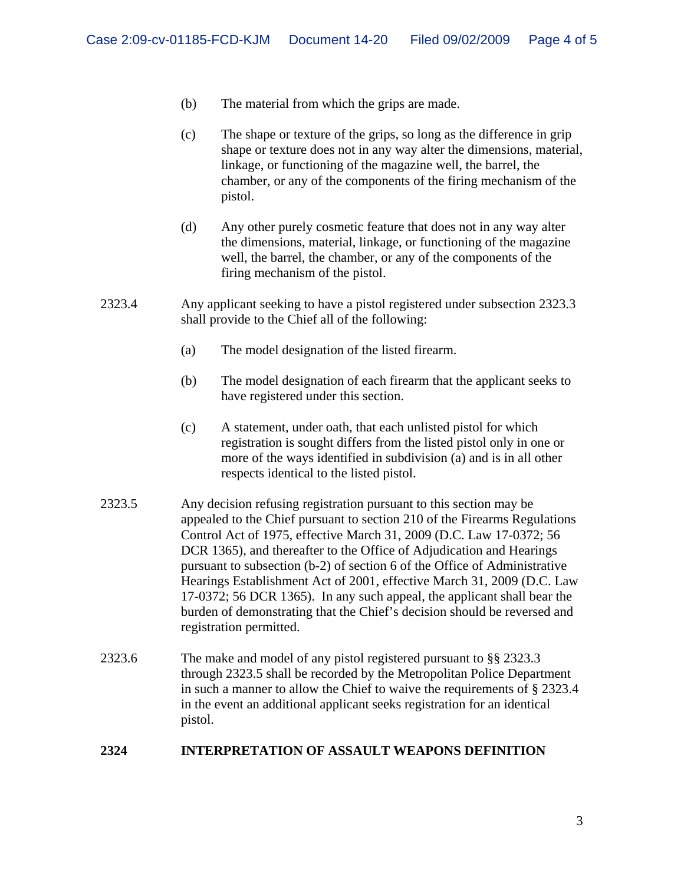(b) The material from which the grips are made.

(c) The shape or texture of the grips, so long as the difference in grip shape or texture does not in any way alter the dimensions, material, linkage, or functioning of the magazine well, the barrel, the chamber, or any of the components of the firing mechanism of the pistol.

(d) Any other purely cosmetic feature that does not in any way alter the dimensions, material, linkage, or functioning of the magazine well, the barrel, the chamber, or any of the components of the firing mechanism of the pistol.

2323.4 Any applicant seeking to have a pistol registered under subsection 2323.3 shall provide to the Chief all of the following:

(a) The model designation of the listed firearm.

(b) The model designation of each firearm that the applicant seeks to have registered under this section.

(c) A statement, under oath, that each unlisted pistol for which registration is sought differs from the listed pistol only in one or more of the ways identified in subdivision (a) and is in all other respects identical to the listed pistol.

2323.5 Any decision refusing registration pursuant to this section may be appealed to the Chief pursuant to section 210 of the Firearms Regulations Control Act of 1975, effective March 31, 2009 (D.C. Law 17-0372; 56 DCR 1365), and thereafter to the Office of Adjudication and Hearings pursuant to subsection (b-2) of section 6 of the Office of Administrative Hearings Establishment Act of 2001, effective March 31, 2009 (D.C. Law 17-0372; 56 DCR 1365). In any such appeal, the applicant shall bear the burden of demonstrating that the Chief's decision should be reversed and registration permitted.

2323.6 The make and model of any pistol registered pursuant to §§ 2323.3 through 2323.5 shall be recorded by the Metropolitan Police Department in such a manner to allow the Chief to waive the requirements of § 2323.4 in the event an additional applicant seeks registration for an identical pistol.

**2324 INTERPRETATION OF ASSAULT WEAPONS DEFINITION**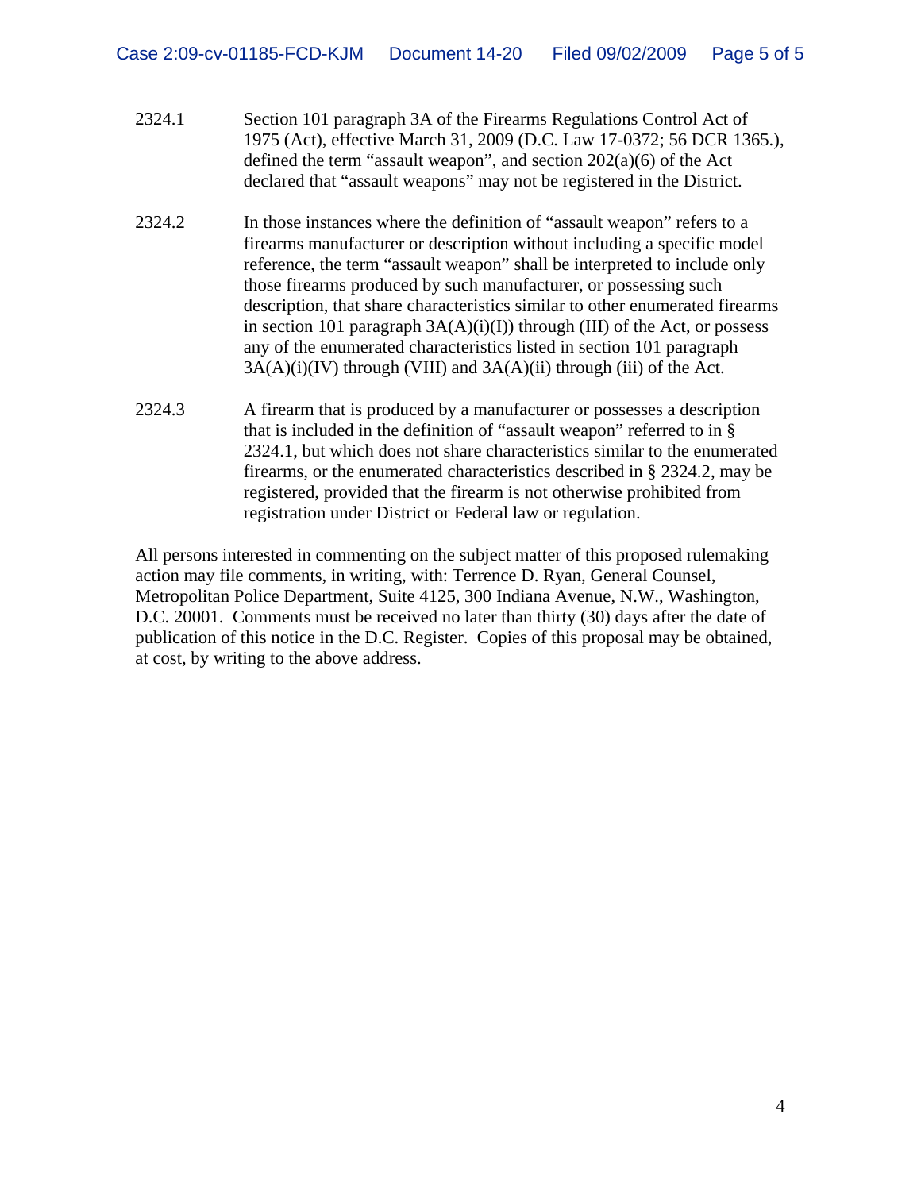2324.1 Section 101 paragraph 3A of the Firearms Regulations Control Act of 1975 (Act), effective March 31, 2009 (D.C. Law 17-0372; 56 DCR 1365.), defined the term "assault weapon", and section 202(a)(6) of the Act declared that "assault weapons" may not be registered in the District.

2324.2 In those instances where the definition of "assault weapon" refers to a firearms manufacturer or description without including a specific model reference, the term "assault weapon" shall be interpreted to include only those firearms produced by such manufacturer, or possessing such description, that share characteristics similar to other enumerated firearms in section 101 paragraph 3A(A)(i)(I)) through (III) of the Act, or possess any of the enumerated characteristics listed in section 101 paragraph 3A(A)(i)(IV) through (VIII) and 3A(A)(ii) through (iii) of the Act.

2324.3 A firearm that is produced by a manufacturer or possesses a description that is included in the definition of "assault weapon" referred to in § 2324.1, but which does not share characteristics similar to the enumerated firearms, or the enumerated characteristics described in § 2324.2, may be registered, provided that the firearm is not otherwise prohibited from registration under District or Federal law or regulation.

All persons interested in commenting on the subject matter of this proposed rulemaking action may file comments, in writing, with: Terrence D. Ryan, General Counsel, Metropolitan Police Department, Suite 4125, 300 Indiana Avenue, N.W., Washington, D.C. 20001. Comments must be received no later than thirty (30) days after the date of publication of this notice in the D.C. Register. Copies of this proposal may be obtained, at cost, by writing to the above address.